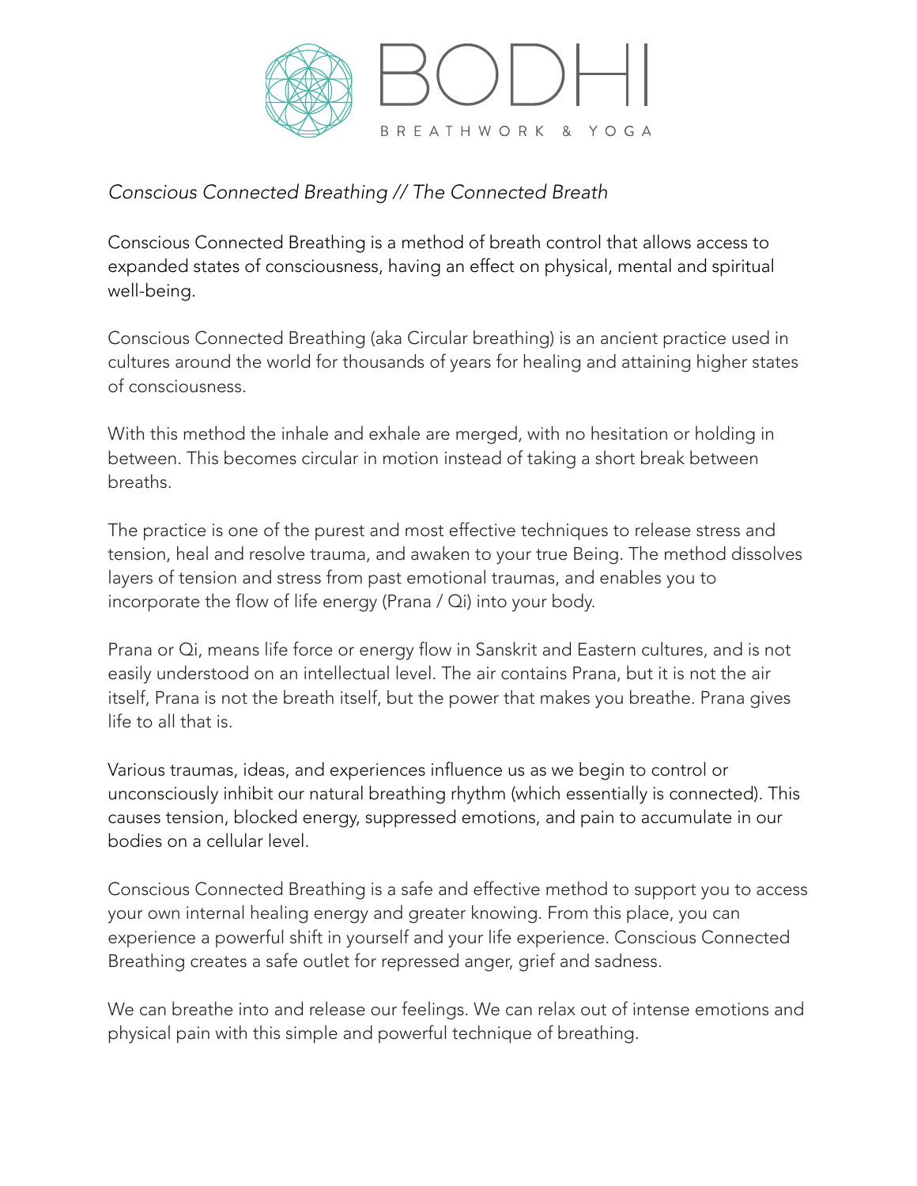# BODHI

BREATHWORK & YOGA

*Conscious Connected Breathing // The Connected Breath*

Conscious Connected Breathing is a method of breath control that allows access to expanded states of consciousness, having an effect on physical, mental and spiritual well-being.

Conscious Connected Breathing (aka Circular breathing) is an ancient practice used in cultures around the world for thousands of years for healing and attaining higher states of consciousness.

With this method the inhale and exhale are merged, with no hesitation or holding in between. This becomes circular in motion instead of taking a short break between breaths.

The practice is one of the purest and most effective techniques to release stress and tension, heal and resolve trauma, and awaken to your true Being. The method dissolves layers of tension and stress from past emotional traumas, and enables you to incorporate the flow of life energy (Prana / Qi) into your body.

Prana or Qi, means life force or energy flow in Sanskrit and Eastern cultures, and is not easily understood on an intellectual level. The air contains Prana, but it is not the air itself, Prana is not the breath itself, but the power that makes you breathe. Prana gives life to all that is.

Various traumas, ideas, and experiences influence us as we begin to control or unconsciously inhibit our natural breathing rhythm (which essentially is connected). This causes tension, blocked energy, suppressed emotions, and pain to accumulate in our bodies on a cellular level.

Conscious Connected Breathing is a safe and effective method to support you to access your own internal healing energy and greater knowing. From this place, you can experience a powerful shift in yourself and your life experience. Conscious Connected Breathing creates a safe outlet for repressed anger, grief and sadness.

We can breathe into and release our feelings. We can relax out of intense emotions and physical pain with this simple and powerful technique of breathing.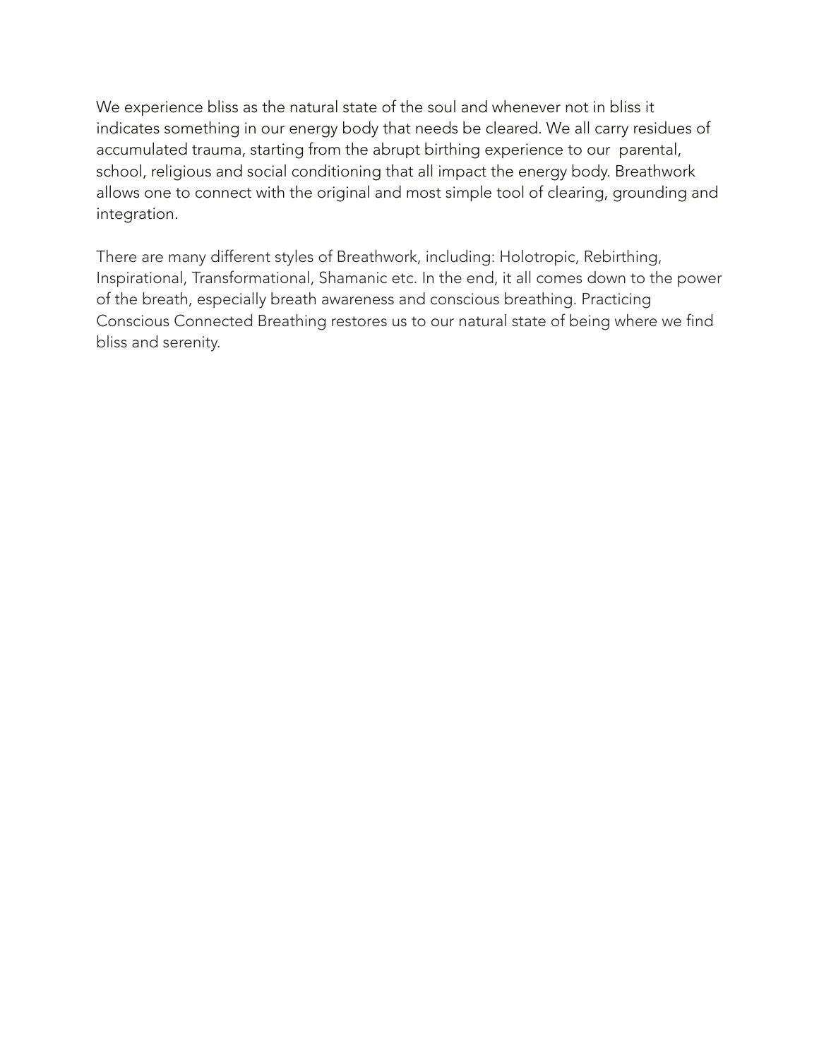We experience bliss as the natural state of the soul and whenever not in bliss it indicates something in our energy body that needs be cleared. We all carry residues of accumulated trauma, starting from the abrupt birthing experience to our  parental, school, religious and social conditioning that all impact the energy body. Breathwork allows one to connect with the original and most simple tool of clearing, grounding and integration.

There are many different styles of Breathwork, including: Holotropic, Rebirthing, Inspirational, Transformational, Shamanic etc. In the end, it all comes down to the power of the breath, especially breath awareness and conscious breathing. Practicing Conscious Connected Breathing restores us to our natural state of being where we find bliss and serenity.